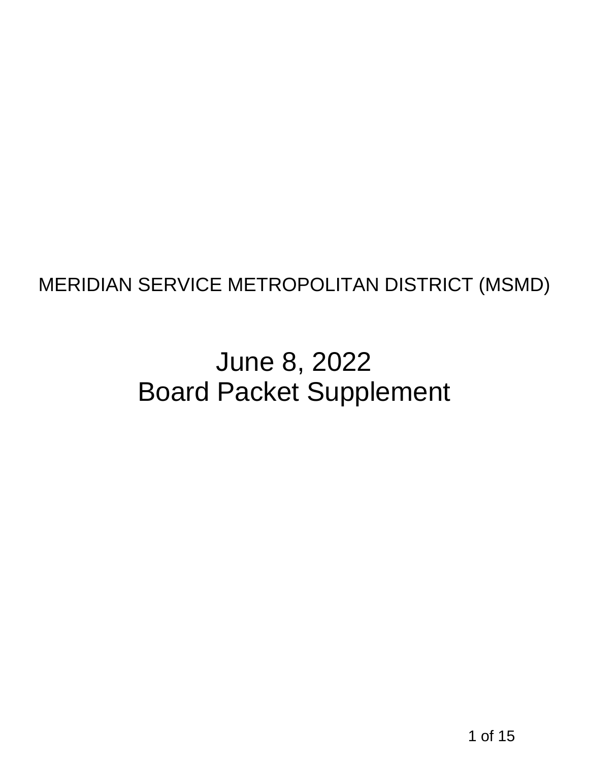MERIDIAN SERVICE METROPOLITAN DISTRICT (MSMD)

# June 8, 2022
# Board Packet Supplement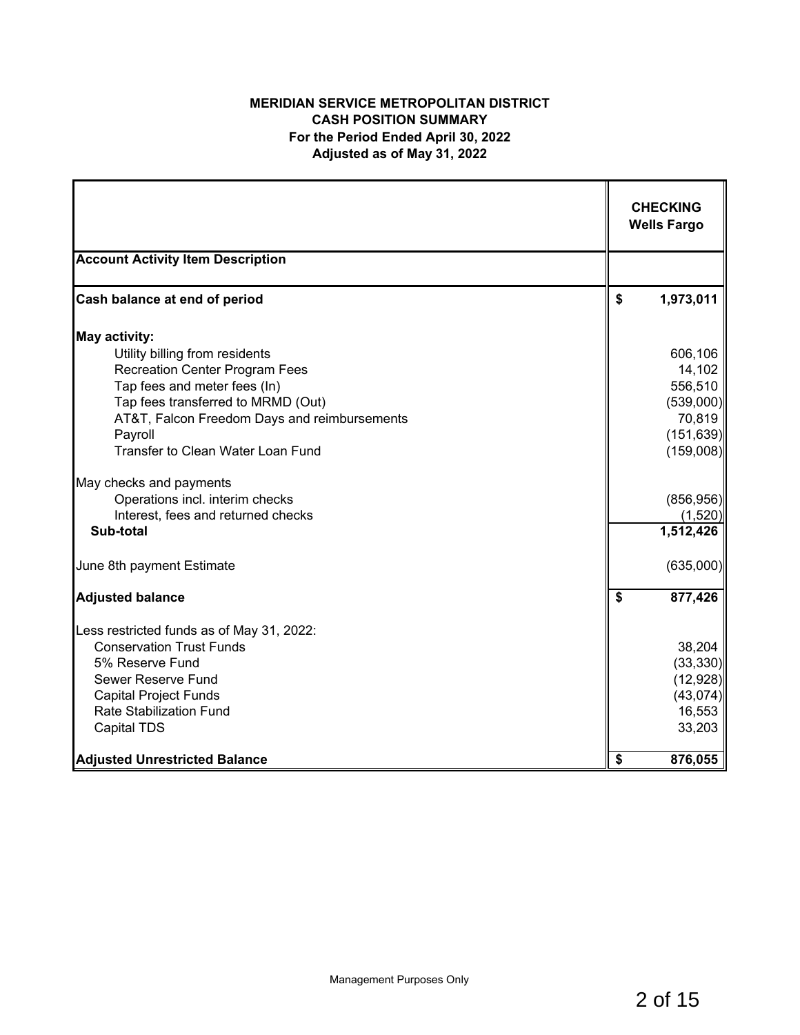**MERIDIAN SERVICE METROPOLITAN DISTRICT**
**CASH POSITION SUMMARY**
**For the Period Ended April 30, 2022**
**Adjusted as of May 31, 2022**

| | **CHECKING Wells Fargo** |
|---|---|
| **Account Activity Item Description** | |
| **Cash balance at end of period** | **$ 1,973,011** |
| **May activity:** | |
| Utility billing from residents | 606,106 |
| Recreation Center Program Fees | 14,102 |
| Tap fees and meter fees (In) | 556,510 |
| Tap fees transferred to MRMD (Out) | (539,000) |
| AT&T, Falcon Freedom Days and reimbursements | 70,819 |
| Payroll | (151,639) |
| Transfer to Clean Water Loan Fund | (159,008) |
| May checks and payments | |
| Operations incl. interim checks | (856,956) |
| Interest, fees and returned checks | (1,520) |
| **Sub-total** | **1,512,426** |
| June 8th payment Estimate | (635,000) |
| **Adjusted balance** | **$ 877,426** |
| Less restricted funds as of May 31, 2022: | |
| Conservation Trust Funds | 38,204 |
| 5% Reserve Fund | (33,330) |
| Sewer Reserve Fund | (12,928) |
| Capital Project Funds | (43,074) |
| Rate Stabilization Fund | 16,553 |
| Capital TDS | 33,203 |
| **Adjusted Unrestricted Balance** | **$ 876,055** |

Management Purposes Only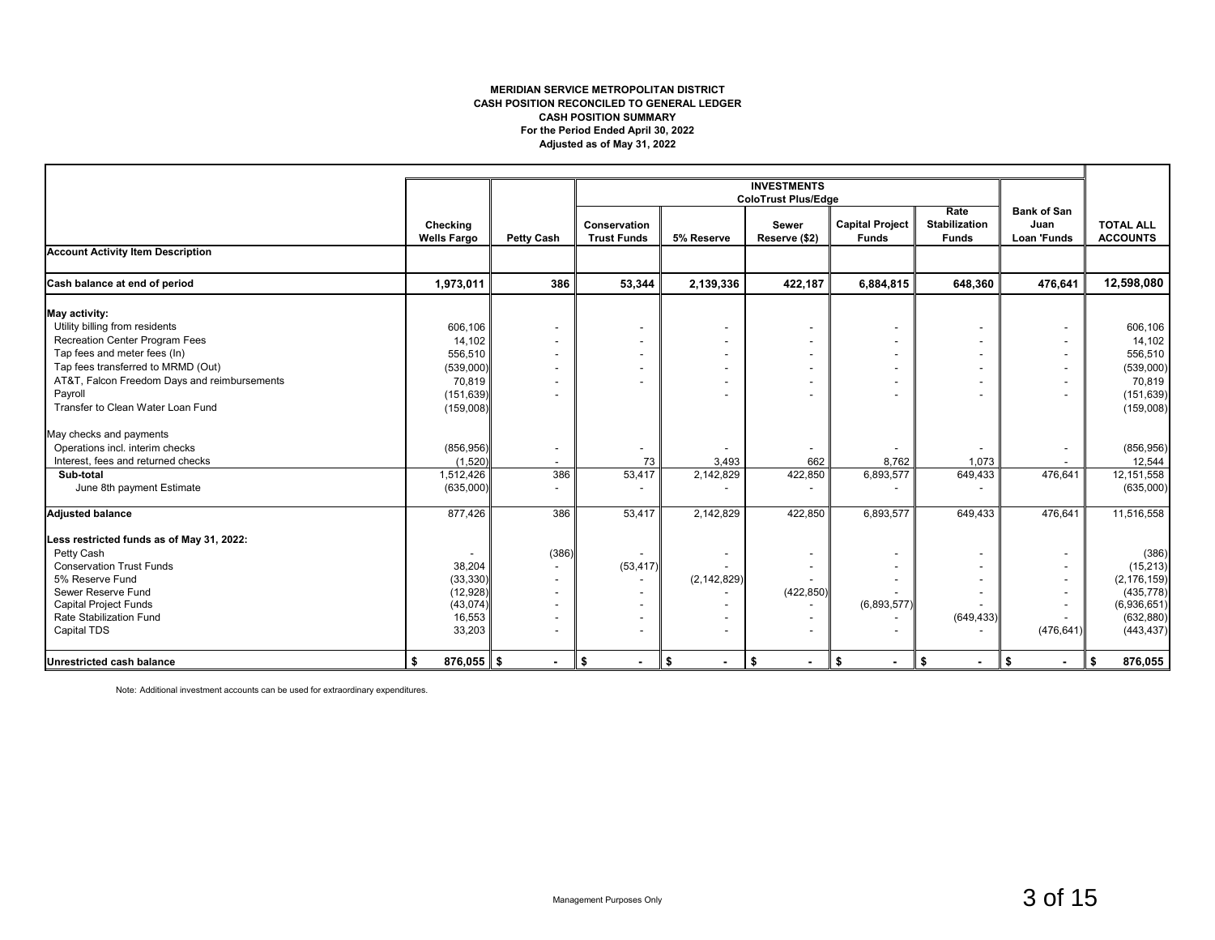**MERIDIAN SERVICE METROPOLITAN DISTRICT**
**CASH POSITION RECONCILED TO GENERAL LEDGER**
**CASH POSITION SUMMARY**
**For the Period Ended April 30, 2022**
**Adjusted as of May 31, 2022**

| | | | INVESTMENTS ColoTrust Plus/Edge | | | | | | |
|---|---|---|---|---|---|---|---|---|---|
| | Checking Wells Fargo | Petty Cash | Conservation Trust Funds | 5% Reserve | Sewer Reserve ($2) | Capital Project Funds | Rate Stabilization Funds | Bank of San Juan Loan 'Funds | TOTAL ALL ACCOUNTS |
| **Account Activity Item Description** | | | | | | | | | |
| **Cash balance at end of period** | **1,973,011** | **386** | **53,344** | **2,139,336** | **422,187** | **6,884,815** | **648,360** | **476,641** | **12,598,080** |
| **May activity:** | | | | | | | | | |
| Utility billing from residents | 606,106 | - | - | - | - | - | - | - | 606,106 |
| Recreation Center Program Fees | 14,102 | - | - | - | - | - | - | - | 14,102 |
| Tap fees and meter fees (In) | 556,510 | - | - | - | - | - | - | - | 556,510 |
| Tap fees transferred to MRMD (Out) | (539,000) | - | - | - | - | - | - | - | (539,000) |
| AT&T, Falcon Freedom Days and reimbursements | 70,819 | - | - | - | - | - | - | - | 70,819 |
| Payroll | (151,639) | - | | - | - | - | - | - | (151,639) |
| Transfer to Clean Water Loan Fund | (159,008) | | | | | | | | (159,008) |
| May checks and payments | | | | | | | | | |
| Operations incl. interim checks | (856,956) | - | - | - | - | - | - | - | (856,956) |
| Interest, fees and returned checks | (1,520) | - | 73 | 3,493 | 662 | 8,762 | 1,073 | - | 12,544 |
| **Sub-total** | 1,512,426 | 386 | 53,417 | 2,142,829 | 422,850 | 6,893,577 | 649,433 | 476,641 | 12,151,558 |
| June 8th payment Estimate | (635,000) | - | - | - | - | - | - | | (635,000) |
| **Adjusted balance** | 877,426 | 386 | 53,417 | 2,142,829 | 422,850 | 6,893,577 | 649,433 | 476,641 | 11,516,558 |
| **Less restricted funds as of May 31, 2022:** | | | | | | | | | |
| Petty Cash | - | (386) | - | - | - | - | - | - | (386) |
| Conservation Trust Funds | 38,204 | - | (53,417) | - | - | - | - | - | (15,213) |
| 5% Reserve Fund | (33,330) | - | - | (2,142,829) | - | - | - | - | (2,176,159) |
| Sewer Reserve Fund | (12,928) | - | - | - | (422,850) | - | - | - | (435,778) |
| Capital Project Funds | (43,074) | - | - | - | - | (6,893,577) | - | - | (6,936,651) |
| Rate Stabilization Fund | 16,553 | - | - | - | - | - | (649,433) | - | (632,880) |
| Capital TDS | 33,203 | - | - | - | - | - | - | (476,641) | (443,437) |
| **Unrestricted cash balance** | **$ 876,055** | **$ -** | **$ -** | **$ -** | **$ -** | **$ -** | **$ -** | **$ -** | **$ 876,055** |

Note: Additional investment accounts can be used for extraordinary expenditures.

Management Purposes Only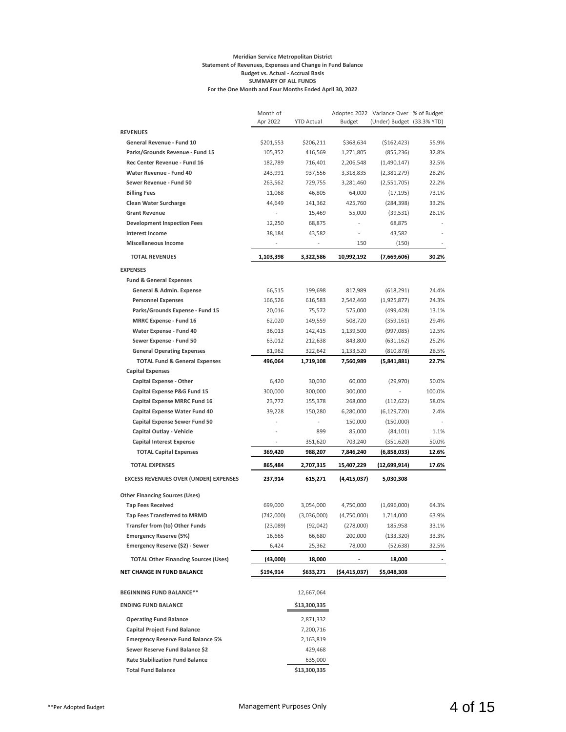**Meridian Service Metropolitan District**
**Statement of Revenues, Expenses and Change in Fund Balance**
**Budget vs. Actual - Accrual Basis**
**SUMMARY OF ALL FUNDS**
**For the One Month and Four Months Ended April 30, 2022**

| | Month of Apr 2022 | YTD Actual | Adopted 2022 Budget | Variance Over (Under) Budget | % of Budget (33.3% YTD) |
|---|---|---|---|---|---|
| **REVENUES** | | | | | |
| **General Revenue - Fund 10** | $201,553 | $206,211 | $368,634 | ($162,423) | 55.9% |
| **Parks/Grounds Revenue - Fund 15** | 105,352 | 416,569 | 1,271,805 | (855,236) | 32.8% |
| **Rec Center Revenue - Fund 16** | 182,789 | 716,401 | 2,206,548 | (1,490,147) | 32.5% |
| **Water Revenue - Fund 40** | 243,991 | 937,556 | 3,318,835 | (2,381,279) | 28.2% |
| **Sewer Revenue - Fund 50** | 263,562 | 729,755 | 3,281,460 | (2,551,705) | 22.2% |
| **Billing Fees** | 11,068 | 46,805 | 64,000 | (17,195) | 73.1% |
| **Clean Water Surcharge** | 44,649 | 141,362 | 425,760 | (284,398) | 33.2% |
| **Grant Revenue** | - | 15,469 | 55,000 | (39,531) | 28.1% |
| **Development Inspection Fees** | 12,250 | 68,875 | - | 68,875 | - |
| **Interest Income** | 38,184 | 43,582 | - | 43,582 | - |
| **Miscellaneous Income** | - | - | 150 | (150) | - |
| **TOTAL REVENUES** | **1,103,398** | **3,322,586** | **10,992,192** | **(7,669,606)** | **30.2%** |
| **EXPENSES** | | | | | |
| **Fund & General Expenses** | | | | | |
| **General & Admin. Expense** | 66,515 | 199,698 | 817,989 | (618,291) | 24.4% |
| **Personnel Expenses** | 166,526 | 616,583 | 2,542,460 | (1,925,877) | 24.3% |
| **Parks/Grounds Expense - Fund 15** | 20,016 | 75,572 | 575,000 | (499,428) | 13.1% |
| **MRRC Expense - Fund 16** | 62,020 | 149,559 | 508,720 | (359,161) | 29.4% |
| **Water Expense - Fund 40** | 36,013 | 142,415 | 1,139,500 | (997,085) | 12.5% |
| **Sewer Expense - Fund 50** | 63,012 | 212,638 | 843,800 | (631,162) | 25.2% |
| **General Operating Expenses** | 81,962 | 322,642 | 1,133,520 | (810,878) | 28.5% |
| **TOTAL Fund & General Expenses** | **496,064** | **1,719,108** | **7,560,989** | **(5,841,881)** | **22.7%** |
| **Capital Expenses** | | | | | |
| **Capital Expense - Other** | 6,420 | 30,030 | 60,000 | (29,970) | 50.0% |
| **Capital Expense P&G Fund 15** | 300,000 | 300,000 | 300,000 | - | 100.0% |
| **Capital Expense MRRC Fund 16** | 23,772 | 155,378 | 268,000 | (112,622) | 58.0% |
| **Capital Expense Water Fund 40** | 39,228 | 150,280 | 6,280,000 | (6,129,720) | 2.4% |
| **Capital Expense Sewer Fund 50** | - | - | 150,000 | (150,000) | - |
| **Capital Outlay - Vehicle** | - | 899 | 85,000 | (84,101) | 1.1% |
| **Capital Interest Expense** | - | 351,620 | 703,240 | (351,620) | 50.0% |
| **TOTAL Capital Expenses** | **369,420** | **988,207** | **7,846,240** | **(6,858,033)** | **12.6%** |
| **TOTAL EXPENSES** | **865,484** | **2,707,315** | **15,407,229** | **(12,699,914)** | **17.6%** |
| **EXCESS REVENUES OVER (UNDER) EXPENSES** | **237,914** | **615,271** | **(4,415,037)** | **5,030,308** | |
| **Other Financing Sources (Uses)** | | | | | |
| **Tap Fees Received** | 699,000 | 3,054,000 | 4,750,000 | (1,696,000) | 64.3% |
| **Tap Fees Transferred to MRMD** | (742,000) | (3,036,000) | (4,750,000) | 1,714,000 | 63.9% |
| **Transfer from (to) Other Funds** | (23,089) | (92,042) | (278,000) | 185,958 | 33.1% |
| **Emergency Reserve (5%)** | 16,665 | 66,680 | 200,000 | (133,320) | 33.3% |
| **Emergency Reserve ($2) - Sewer** | 6,424 | 25,362 | 78,000 | (52,638) | 32.5% |
| **TOTAL Other Financing Sources (Uses)** | **(43,000)** | **18,000** | **-** | **18,000** | **-** |
| **NET CHANGE IN FUND BALANCE** | **$194,914** | **$633,271** | **($4,415,037)** | **$5,048,308** | |
| | | | | | |
| **BEGINNING FUND BALANCE**** | | 12,667,064 | | | |
| **ENDING FUND BALANCE** | | **$13,300,335** | | | |
| **Operating Fund Balance** | | 2,871,332 | | | |
| **Capital Project Fund Balance** | | 7,200,716 | | | |
| **Emergency Reserve Fund Balance 5%** | | 2,163,819 | | | |
| **Sewer Reserve Fund Balance $2** | | 429,468 | | | |
| **Rate Stabilization Fund Balance** | | 635,000 | | | |
| **Total Fund Balance** | | **$13,300,335** | | | |

**Per Adopted Budget

Management Purposes Only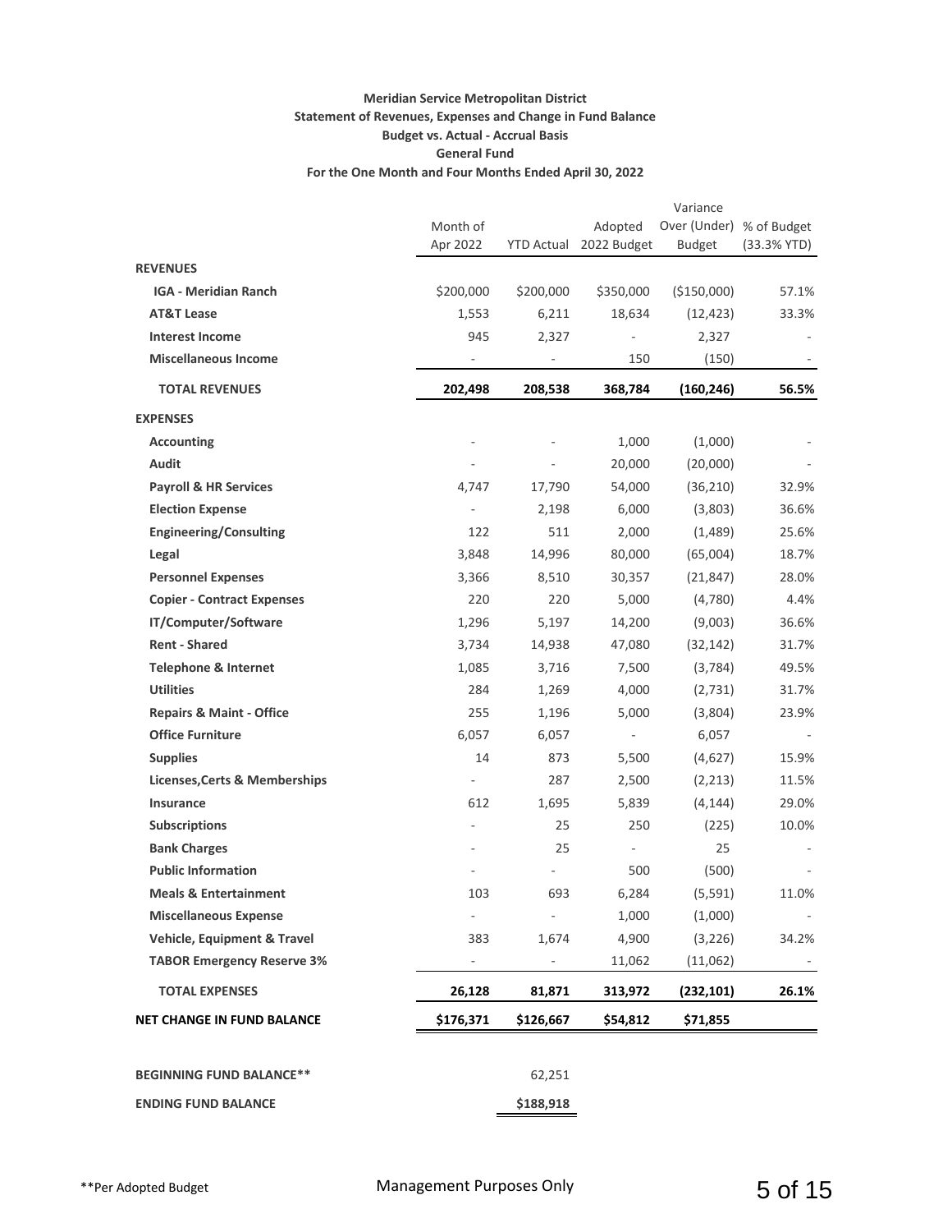**Meridian Service Metropolitan District**
**Statement of Revenues, Expenses and Change in Fund Balance**
**Budget vs. Actual - Accrual Basis**
**General Fund**
**For the One Month and Four Months Ended April 30, 2022**

| | Month of Apr 2022 | YTD Actual | Adopted 2022 Budget | Variance Over (Under) Budget | % of Budget (33.3% YTD) |
|---|---|---|---|---|---|
| **REVENUES** | | | | | |
| **IGA - Meridian Ranch** | $200,000 | $200,000 | $350,000 | ($150,000) | 57.1% |
| **AT&T Lease** | 1,553 | 6,211 | 18,634 | (12,423) | 33.3% |
| **Interest Income** | 945 | 2,327 | - | 2,327 | - |
| **Miscellaneous Income** | - | - | 150 | (150) | - |
| **TOTAL REVENUES** | **202,498** | **208,538** | **368,784** | **(160,246)** | **56.5%** |
| **EXPENSES** | | | | | |
| **Accounting** | - | - | 1,000 | (1,000) | - |
| **Audit** | - | - | 20,000 | (20,000) | - |
| **Payroll & HR Services** | 4,747 | 17,790 | 54,000 | (36,210) | 32.9% |
| **Election Expense** | - | 2,198 | 6,000 | (3,803) | 36.6% |
| **Engineering/Consulting** | 122 | 511 | 2,000 | (1,489) | 25.6% |
| **Legal** | 3,848 | 14,996 | 80,000 | (65,004) | 18.7% |
| **Personnel Expenses** | 3,366 | 8,510 | 30,357 | (21,847) | 28.0% |
| **Copier - Contract Expenses** | 220 | 220 | 5,000 | (4,780) | 4.4% |
| **IT/Computer/Software** | 1,296 | 5,197 | 14,200 | (9,003) | 36.6% |
| **Rent - Shared** | 3,734 | 14,938 | 47,080 | (32,142) | 31.7% |
| **Telephone & Internet** | 1,085 | 3,716 | 7,500 | (3,784) | 49.5% |
| **Utilities** | 284 | 1,269 | 4,000 | (2,731) | 31.7% |
| **Repairs & Maint - Office** | 255 | 1,196 | 5,000 | (3,804) | 23.9% |
| **Office Furniture** | 6,057 | 6,057 | - | 6,057 | - |
| **Supplies** | 14 | 873 | 5,500 | (4,627) | 15.9% |
| **Licenses,Certs & Memberships** | - | 287 | 2,500 | (2,213) | 11.5% |
| **Insurance** | 612 | 1,695 | 5,839 | (4,144) | 29.0% |
| **Subscriptions** | - | 25 | 250 | (225) | 10.0% |
| **Bank Charges** | - | 25 | - | 25 | - |
| **Public Information** | - | - | 500 | (500) | - |
| **Meals & Entertainment** | 103 | 693 | 6,284 | (5,591) | 11.0% |
| **Miscellaneous Expense** | - | - | 1,000 | (1,000) | - |
| **Vehicle, Equipment & Travel** | 383 | 1,674 | 4,900 | (3,226) | 34.2% |
| **TABOR Emergency Reserve 3%** | - | - | 11,062 | (11,062) | - |
| **TOTAL EXPENSES** | **26,128** | **81,871** | **313,972** | **(232,101)** | **26.1%** |
| **NET CHANGE IN FUND BALANCE** | **$176,371** | **$126,667** | **$54,812** | **$71,855** | |
| | | | | | |
| **BEGINNING FUND BALANCE**** | | 62,251 | | | |
| **ENDING FUND BALANCE** | | **$188,918** | | | |

**Per Adopted Budget

Management Purposes Only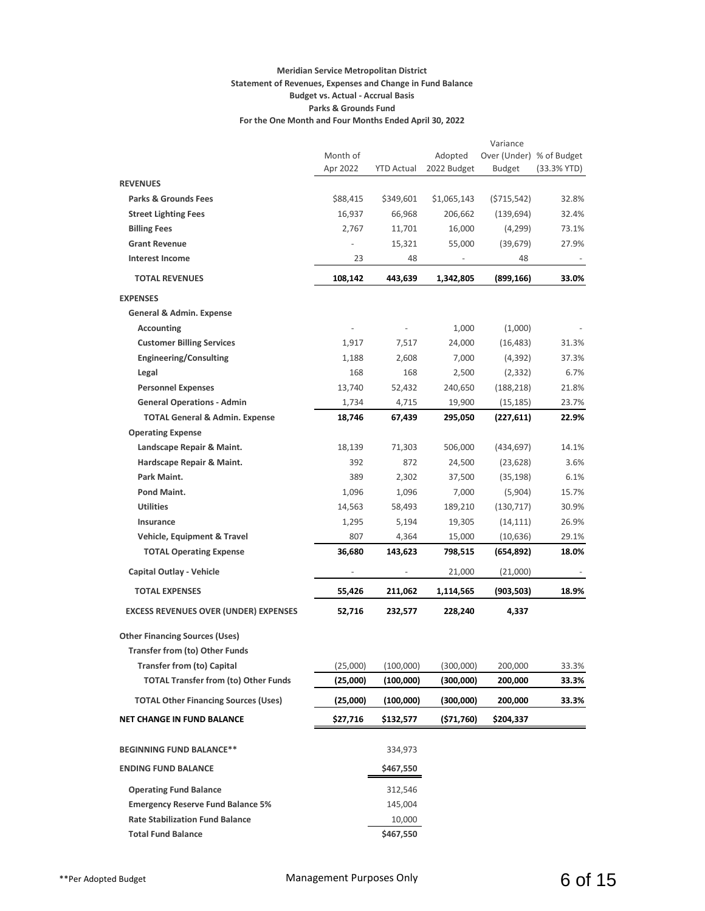**Meridian Service Metropolitan District**
**Statement of Revenues, Expenses and Change in Fund Balance**
**Budget vs. Actual - Accrual Basis**
**Parks & Grounds Fund**
**For the One Month and Four Months Ended April 30, 2022**

| | Month of Apr 2022 | YTD Actual | Adopted 2022 Budget | Variance Over (Under) Budget | % of Budget (33.3% YTD) |
|---|---|---|---|---|---|
| **REVENUES** | | | | | |
| **Parks & Grounds Fees** | $88,415 | $349,601 | $1,065,143 | ($715,542) | 32.8% |
| **Street Lighting Fees** | 16,937 | 66,968 | 206,662 | (139,694) | 32.4% |
| **Billing Fees** | 2,767 | 11,701 | 16,000 | (4,299) | 73.1% |
| **Grant Revenue** | - | 15,321 | 55,000 | (39,679) | 27.9% |
| **Interest Income** | 23 | 48 | - | 48 | - |
| **TOTAL REVENUES** | **108,142** | **443,639** | **1,342,805** | **(899,166)** | **33.0%** |
| **EXPENSES** | | | | | |
| **General & Admin. Expense** | | | | | |
| **Accounting** | - | - | 1,000 | (1,000) | - |
| **Customer Billing Services** | 1,917 | 7,517 | 24,000 | (16,483) | 31.3% |
| **Engineering/Consulting** | 1,188 | 2,608 | 7,000 | (4,392) | 37.3% |
| **Legal** | 168 | 168 | 2,500 | (2,332) | 6.7% |
| **Personnel Expenses** | 13,740 | 52,432 | 240,650 | (188,218) | 21.8% |
| **General Operations - Admin** | 1,734 | 4,715 | 19,900 | (15,185) | 23.7% |
| **TOTAL General & Admin. Expense** | **18,746** | **67,439** | **295,050** | **(227,611)** | **22.9%** |
| **Operating Expense** | | | | | |
| **Landscape Repair & Maint.** | 18,139 | 71,303 | 506,000 | (434,697) | 14.1% |
| **Hardscape Repair & Maint.** | 392 | 872 | 24,500 | (23,628) | 3.6% |
| **Park Maint.** | 389 | 2,302 | 37,500 | (35,198) | 6.1% |
| **Pond Maint.** | 1,096 | 1,096 | 7,000 | (5,904) | 15.7% |
| **Utilities** | 14,563 | 58,493 | 189,210 | (130,717) | 30.9% |
| **Insurance** | 1,295 | 5,194 | 19,305 | (14,111) | 26.9% |
| **Vehicle, Equipment & Travel** | 807 | 4,364 | 15,000 | (10,636) | 29.1% |
| **TOTAL Operating Expense** | **36,680** | **143,623** | **798,515** | **(654,892)** | **18.0%** |
| **Capital Outlay - Vehicle** | - | - | 21,000 | (21,000) | - |
| **TOTAL EXPENSES** | **55,426** | **211,062** | **1,114,565** | **(903,503)** | **18.9%** |
| **EXCESS REVENUES OVER (UNDER) EXPENSES** | **52,716** | **232,577** | **228,240** | **4,337** | |
| **Other Financing Sources (Uses)** | | | | | |
| **Transfer from (to) Other Funds** | | | | | |
| **Transfer from (to) Capital** | (25,000) | (100,000) | (300,000) | 200,000 | 33.3% |
| **TOTAL Transfer from (to) Other Funds** | **(25,000)** | **(100,000)** | **(300,000)** | **200,000** | **33.3%** |
| **TOTAL Other Financing Sources (Uses)** | **(25,000)** | **(100,000)** | **(300,000)** | **200,000** | **33.3%** |
| **NET CHANGE IN FUND BALANCE** | **$27,716** | **$132,577** | **($71,760)** | **$204,337** | |
| **BEGINNING FUND BALANCE**** | | 334,973 | | | |
| **ENDING FUND BALANCE** | | **$467,550** | | | |
| **Operating Fund Balance** | | 312,546 | | | |
| **Emergency Reserve Fund Balance 5%** | | 145,004 | | | |
| **Rate Stabilization Fund Balance** | | 10,000 | | | |
| **Total Fund Balance** | | **$467,550** | | | |

**Per Adopted Budget

Management Purposes Only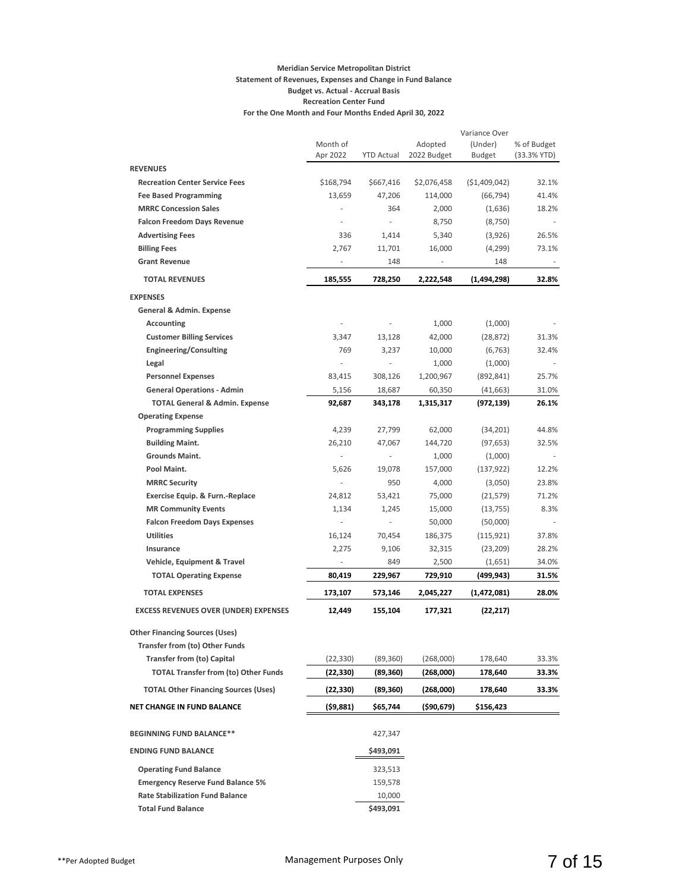**Meridian Service Metropolitan District**
**Statement of Revenues, Expenses and Change in Fund Balance**
**Budget vs. Actual - Accrual Basis**
**Recreation Center Fund**
**For the One Month and Four Months Ended April 30, 2022**

| | Month of Apr 2022 | YTD Actual | Adopted 2022 Budget | Variance Over (Under) Budget | % of Budget (33.3% YTD) |
|---|---|---|---|---|---|
| **REVENUES** | | | | | |
| **Recreation Center Service Fees** | $168,794 | $667,416 | $2,076,458 | ($1,409,042) | 32.1% |
| **Fee Based Programming** | 13,659 | 47,206 | 114,000 | (66,794) | 41.4% |
| **MRRC Concession Sales** | - | 364 | 2,000 | (1,636) | 18.2% |
| **Falcon Freedom Days Revenue** | - | - | 8,750 | (8,750) | - |
| **Advertising Fees** | 336 | 1,414 | 5,340 | (3,926) | 26.5% |
| **Billing Fees** | 2,767 | 11,701 | 16,000 | (4,299) | 73.1% |
| **Grant Revenue** | - | 148 | - | 148 | - |
| **TOTAL REVENUES** | **185,555** | **728,250** | **2,222,548** | **(1,494,298)** | **32.8%** |
| **EXPENSES** | | | | | |
| **General & Admin. Expense** | | | | | |
| **Accounting** | - | - | 1,000 | (1,000) | - |
| **Customer Billing Services** | 3,347 | 13,128 | 42,000 | (28,872) | 31.3% |
| **Engineering/Consulting** | 769 | 3,237 | 10,000 | (6,763) | 32.4% |
| **Legal** | - | - | 1,000 | (1,000) | - |
| **Personnel Expenses** | 83,415 | 308,126 | 1,200,967 | (892,841) | 25.7% |
| **General Operations - Admin** | 5,156 | 18,687 | 60,350 | (41,663) | 31.0% |
| **TOTAL General & Admin. Expense** | **92,687** | **343,178** | **1,315,317** | **(972,139)** | **26.1%** |
| **Operating Expense** | | | | | |
| **Programming Supplies** | 4,239 | 27,799 | 62,000 | (34,201) | 44.8% |
| **Building Maint.** | 26,210 | 47,067 | 144,720 | (97,653) | 32.5% |
| **Grounds Maint.** | - | - | 1,000 | (1,000) | - |
| **Pool Maint.** | 5,626 | 19,078 | 157,000 | (137,922) | 12.2% |
| **MRRC Security** | - | 950 | 4,000 | (3,050) | 23.8% |
| **Exercise Equip. & Furn.-Replace** | 24,812 | 53,421 | 75,000 | (21,579) | 71.2% |
| **MR Community Events** | 1,134 | 1,245 | 15,000 | (13,755) | 8.3% |
| **Falcon Freedom Days Expenses** | - | - | 50,000 | (50,000) | - |
| **Utilities** | 16,124 | 70,454 | 186,375 | (115,921) | 37.8% |
| **Insurance** | 2,275 | 9,106 | 32,315 | (23,209) | 28.2% |
| **Vehicle, Equipment & Travel** | - | 849 | 2,500 | (1,651) | 34.0% |
| **TOTAL Operating Expense** | **80,419** | **229,967** | **729,910** | **(499,943)** | **31.5%** |
| **TOTAL EXPENSES** | **173,107** | **573,146** | **2,045,227** | **(1,472,081)** | **28.0%** |
| **EXCESS REVENUES OVER (UNDER) EXPENSES** | **12,449** | **155,104** | **177,321** | **(22,217)** | |
| **Other Financing Sources (Uses)** | | | | | |
| **Transfer from (to) Other Funds** | | | | | |
| **Transfer from (to) Capital** | (22,330) | (89,360) | (268,000) | 178,640 | 33.3% |
| **TOTAL Transfer from (to) Other Funds** | **(22,330)** | **(89,360)** | **(268,000)** | **178,640** | **33.3%** |
| **TOTAL Other Financing Sources (Uses)** | **(22,330)** | **(89,360)** | **(268,000)** | **178,640** | **33.3%** |
| **NET CHANGE IN FUND BALANCE** | **($9,881)** | **$65,744** | **($90,679)** | **$156,423** | |
| **BEGINNING FUND BALANCE**** | | 427,347 | | | |
| **ENDING FUND BALANCE** | | **$493,091** | | | |
| **Operating Fund Balance** | | 323,513 | | | |
| **Emergency Reserve Fund Balance 5%** | | 159,578 | | | |
| **Rate Stabilization Fund Balance** | | 10,000 | | | |
| **Total Fund Balance** | | **$493,091** | | | |

**Per Adopted Budget

Management Purposes Only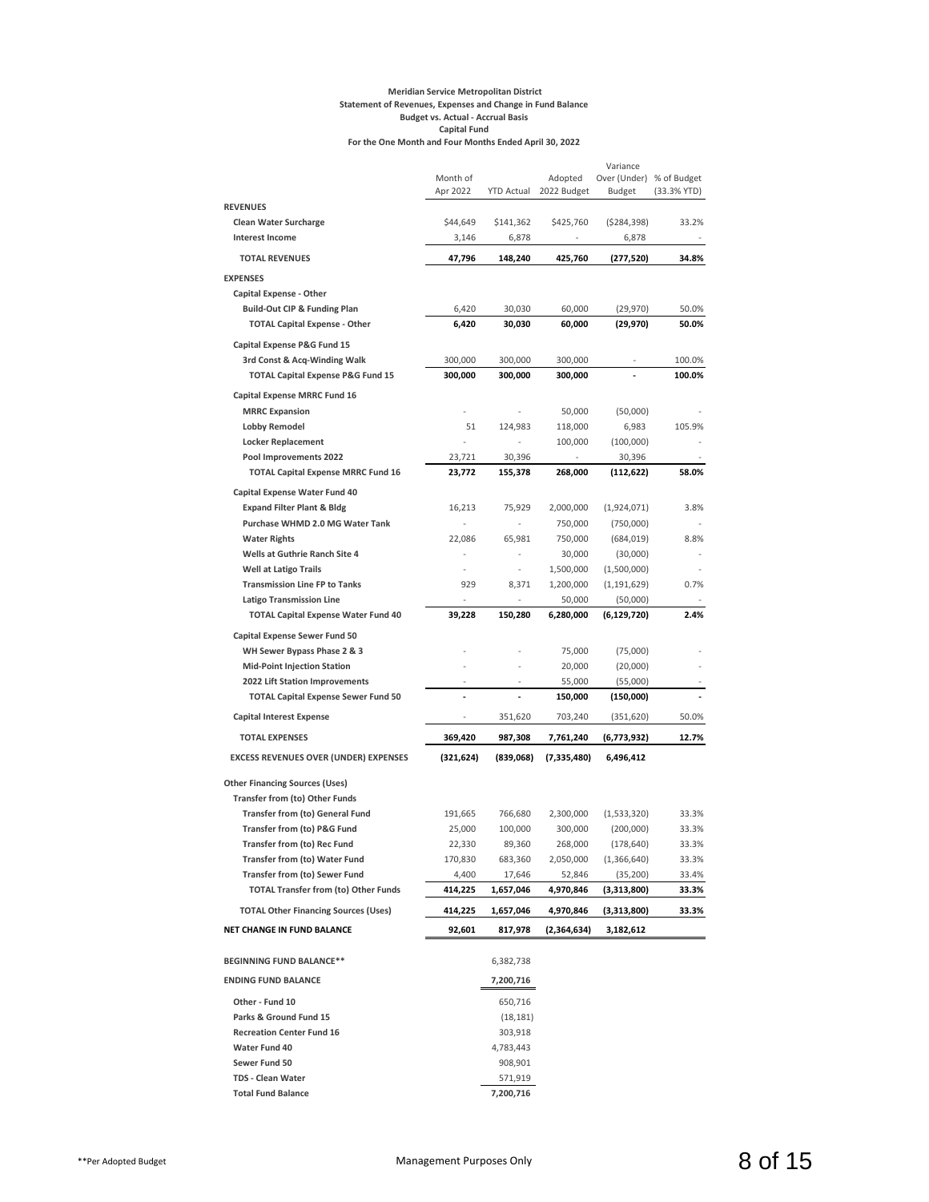**Meridian Service Metropolitan District**
**Statement of Revenues, Expenses and Change in Fund Balance**
**Budget vs. Actual - Accrual Basis**
**Capital Fund**
**For the One Month and Four Months Ended April 30, 2022**

| | Month of Apr 2022 | YTD Actual | Adopted 2022 Budget | Variance Over (Under) Budget | % of Budget (33.3% YTD) |
|---|---|---|---|---|---|
| **REVENUES** | | | | | |
| **Clean Water Surcharge** | $44,649 | $141,362 | $425,760 | ($284,398) | 33.2% |
| **Interest Income** | 3,146 | 6,878 | - | 6,878 | - |
| **TOTAL REVENUES** | **47,796** | **148,240** | **425,760** | **(277,520)** | **34.8%** |
| **EXPENSES** | | | | | |
| **Capital Expense - Other** | | | | | |
| **Build-Out CIP & Funding Plan** | 6,420 | 30,030 | 60,000 | (29,970) | 50.0% |
| **TOTAL Capital Expense - Other** | **6,420** | **30,030** | **60,000** | **(29,970)** | **50.0%** |
| **Capital Expense P&G Fund 15** | | | | | |
| **3rd Const & Acq-Winding Walk** | 300,000 | 300,000 | 300,000 | - | 100.0% |
| **TOTAL Capital Expense P&G Fund 15** | **300,000** | **300,000** | **300,000** | **-** | **100.0%** |
| **Capital Expense MRRC Fund 16** | | | | | |
| **MRRC Expansion** | - | - | 50,000 | (50,000) | - |
| **Lobby Remodel** | 51 | 124,983 | 118,000 | 6,983 | 105.9% |
| **Locker Replacement** | - | - | 100,000 | (100,000) | - |
| **Pool Improvements 2022** | 23,721 | 30,396 | - | 30,396 | - |
| **TOTAL Capital Expense MRRC Fund 16** | **23,772** | **155,378** | **268,000** | **(112,622)** | **58.0%** |
| **Capital Expense Water Fund 40** | | | | | |
| **Expand Filter Plant & Bldg** | 16,213 | 75,929 | 2,000,000 | (1,924,071) | 3.8% |
| **Purchase WHMD 2.0 MG Water Tank** | - | - | 750,000 | (750,000) | - |
| **Water Rights** | 22,086 | 65,981 | 750,000 | (684,019) | 8.8% |
| **Wells at Guthrie Ranch Site 4** | - | - | 30,000 | (30,000) | - |
| **Well at Latigo Trails** | - | - | 1,500,000 | (1,500,000) | - |
| **Transmission Line FP to Tanks** | 929 | 8,371 | 1,200,000 | (1,191,629) | 0.7% |
| **Latigo Transmission Line** | - | - | 50,000 | (50,000) | - |
| **TOTAL Capital Expense Water Fund 40** | **39,228** | **150,280** | **6,280,000** | **(6,129,720)** | **2.4%** |
| **Capital Expense Sewer Fund 50** | | | | | |
| **WH Sewer Bypass Phase 2 & 3** | - | - | 75,000 | (75,000) | - |
| **Mid-Point Injection Station** | - | - | 20,000 | (20,000) | - |
| **2022 Lift Station Improvements** | - | - | 55,000 | (55,000) | - |
| **TOTAL Capital Expense Sewer Fund 50** | **-** | **-** | **150,000** | **(150,000)** | **-** |
| **Capital Interest Expense** | - | 351,620 | 703,240 | (351,620) | 50.0% |
| **TOTAL EXPENSES** | **369,420** | **987,308** | **7,761,240** | **(6,773,932)** | **12.7%** |
| **EXCESS REVENUES OVER (UNDER) EXPENSES** | **(321,624)** | **(839,068)** | **(7,335,480)** | **6,496,412** | |
| **Other Financing Sources (Uses)** | | | | | |
| **Transfer from (to) Other Funds** | | | | | |
| **Transfer from (to) General Fund** | 191,665 | 766,680 | 2,300,000 | (1,533,320) | 33.3% |
| **Transfer from (to) P&G Fund** | 25,000 | 100,000 | 300,000 | (200,000) | 33.3% |
| **Transfer from (to) Rec Fund** | 22,330 | 89,360 | 268,000 | (178,640) | 33.3% |
| **Transfer from (to) Water Fund** | 170,830 | 683,360 | 2,050,000 | (1,366,640) | 33.3% |
| **Transfer from (to) Sewer Fund** | 4,400 | 17,646 | 52,846 | (35,200) | 33.4% |
| **TOTAL Transfer from (to) Other Funds** | **414,225** | **1,657,046** | **4,970,846** | **(3,313,800)** | **33.3%** |
| **TOTAL Other Financing Sources (Uses)** | **414,225** | **1,657,046** | **4,970,846** | **(3,313,800)** | **33.3%** |
| **NET CHANGE IN FUND BALANCE** | **92,601** | **817,978** | **(2,364,634)** | **3,182,612** | |
| **BEGINNING FUND BALANCE**** | | 6,382,738 | | | |
| **ENDING FUND BALANCE** | | **7,200,716** | | | |
| **Other - Fund 10** | | 650,716 | | | |
| **Parks & Ground Fund 15** | | (18,181) | | | |
| **Recreation Center Fund 16** | | 303,918 | | | |
| **Water Fund 40** | | 4,783,443 | | | |
| **Sewer Fund 50** | | 908,901 | | | |
| **TDS - Clean Water** | | 571,919 | | | |
| **Total Fund Balance** | | **7,200,716** | | | |

**Per Adopted Budget

Management Purposes Only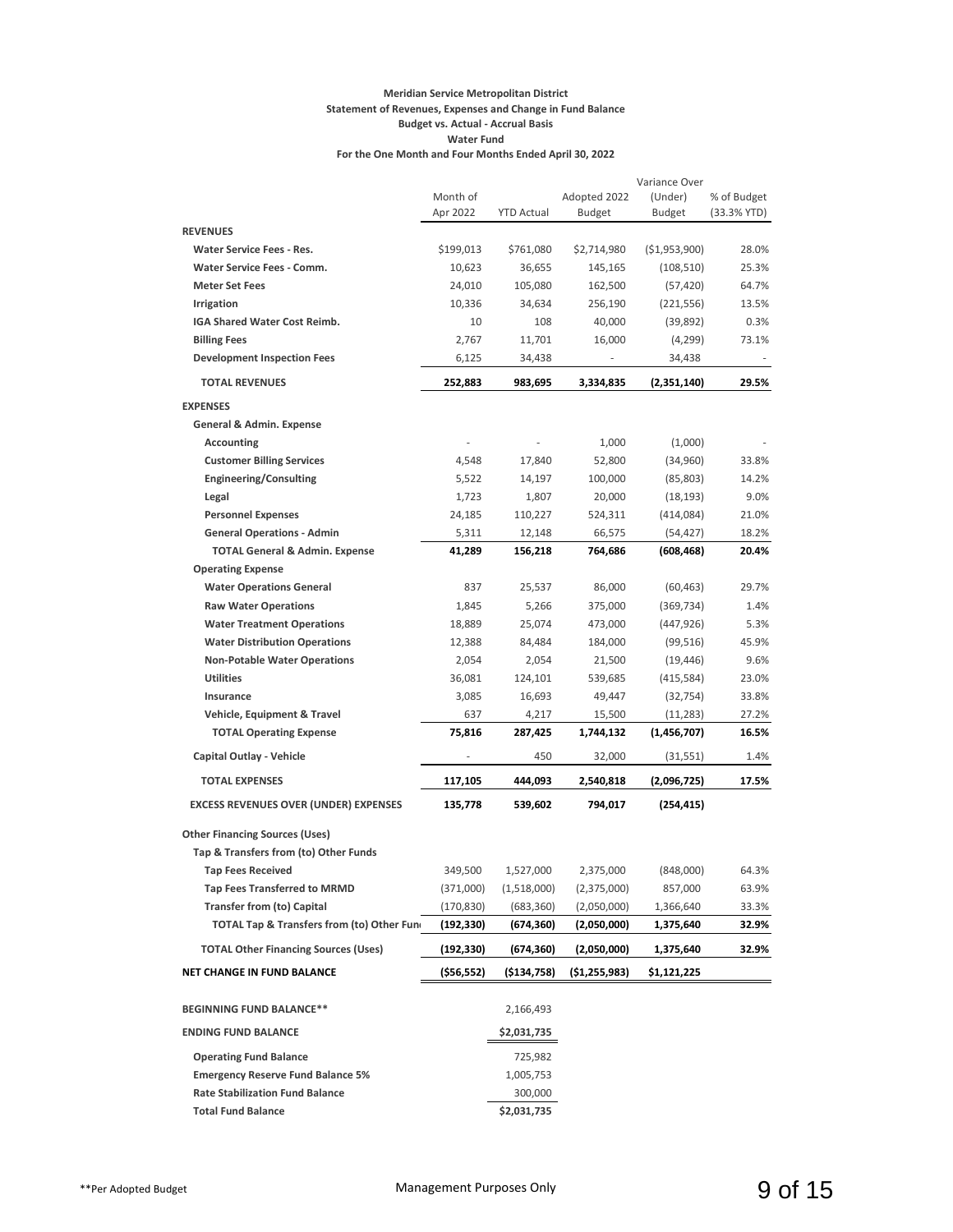**Meridian Service Metropolitan District**
**Statement of Revenues, Expenses and Change in Fund Balance**
**Budget vs. Actual - Accrual Basis**
**Water Fund**
**For the One Month and Four Months Ended April 30, 2022**

| | Month of Apr 2022 | YTD Actual | Adopted 2022 Budget | Variance Over (Under) Budget | % of Budget (33.3% YTD) |
|---|---|---|---|---|---|
| **REVENUES** | | | | | |
| **Water Service Fees - Res.** | $199,013 | $761,080 | $2,714,980 | ($1,953,900) | 28.0% |
| **Water Service Fees - Comm.** | 10,623 | 36,655 | 145,165 | (108,510) | 25.3% |
| **Meter Set Fees** | 24,010 | 105,080 | 162,500 | (57,420) | 64.7% |
| **Irrigation** | 10,336 | 34,634 | 256,190 | (221,556) | 13.5% |
| **IGA Shared Water Cost Reimb.** | 10 | 108 | 40,000 | (39,892) | 0.3% |
| **Billing Fees** | 2,767 | 11,701 | 16,000 | (4,299) | 73.1% |
| **Development Inspection Fees** | 6,125 | 34,438 | - | 34,438 | - |
| **TOTAL REVENUES** | **252,883** | **983,695** | **3,334,835** | **(2,351,140)** | **29.5%** |
| **EXPENSES** | | | | | |
| **General & Admin. Expense** | | | | | |
| **Accounting** | - | - | 1,000 | (1,000) | - |
| **Customer Billing Services** | 4,548 | 17,840 | 52,800 | (34,960) | 33.8% |
| **Engineering/Consulting** | 5,522 | 14,197 | 100,000 | (85,803) | 14.2% |
| **Legal** | 1,723 | 1,807 | 20,000 | (18,193) | 9.0% |
| **Personnel Expenses** | 24,185 | 110,227 | 524,311 | (414,084) | 21.0% |
| **General Operations - Admin** | 5,311 | 12,148 | 66,575 | (54,427) | 18.2% |
| **TOTAL General & Admin. Expense** | **41,289** | **156,218** | **764,686** | **(608,468)** | **20.4%** |
| **Operating Expense** | | | | | |
| **Water Operations General** | 837 | 25,537 | 86,000 | (60,463) | 29.7% |
| **Raw Water Operations** | 1,845 | 5,266 | 375,000 | (369,734) | 1.4% |
| **Water Treatment Operations** | 18,889 | 25,074 | 473,000 | (447,926) | 5.3% |
| **Water Distribution Operations** | 12,388 | 84,484 | 184,000 | (99,516) | 45.9% |
| **Non-Potable Water Operations** | 2,054 | 2,054 | 21,500 | (19,446) | 9.6% |
| **Utilities** | 36,081 | 124,101 | 539,685 | (415,584) | 23.0% |
| **Insurance** | 3,085 | 16,693 | 49,447 | (32,754) | 33.8% |
| **Vehicle, Equipment & Travel** | 637 | 4,217 | 15,500 | (11,283) | 27.2% |
| **TOTAL Operating Expense** | **75,816** | **287,425** | **1,744,132** | **(1,456,707)** | **16.5%** |
| **Capital Outlay - Vehicle** | - | 450 | 32,000 | (31,551) | 1.4% |
| **TOTAL EXPENSES** | **117,105** | **444,093** | **2,540,818** | **(2,096,725)** | **17.5%** |
| **EXCESS REVENUES OVER (UNDER) EXPENSES** | **135,778** | **539,602** | **794,017** | **(254,415)** | |
| **Other Financing Sources (Uses)** | | | | | |
| **Tap & Transfers from (to) Other Funds** | | | | | |
| **Tap Fees Received** | 349,500 | 1,527,000 | 2,375,000 | (848,000) | 64.3% |
| **Tap Fees Transferred to MRMD** | (371,000) | (1,518,000) | (2,375,000) | 857,000 | 63.9% |
| **Transfer from (to) Capital** | (170,830) | (683,360) | (2,050,000) | 1,366,640 | 33.3% |
| **TOTAL Tap & Transfers from (to) Other Fund** | **(192,330)** | **(674,360)** | **(2,050,000)** | **1,375,640** | **32.9%** |
| **TOTAL Other Financing Sources (Uses)** | **(192,330)** | **(674,360)** | **(2,050,000)** | **1,375,640** | **32.9%** |
| **NET CHANGE IN FUND BALANCE** | **($56,552)** | **($134,758)** | **($1,255,983)** | **$1,121,225** | |
| **BEGINNING FUND BALANCE\*\*** | | 2,166,493 | | | |
| **ENDING FUND BALANCE** | | **$2,031,735** | | | |
| **Operating Fund Balance** | | 725,982 | | | |
| **Emergency Reserve Fund Balance 5%** | | 1,005,753 | | | |
| **Rate Stabilization Fund Balance** | | 300,000 | | | |
| **Total Fund Balance** | | **$2,031,735** | | | |

**Per Adopted Budget

Management Purposes Only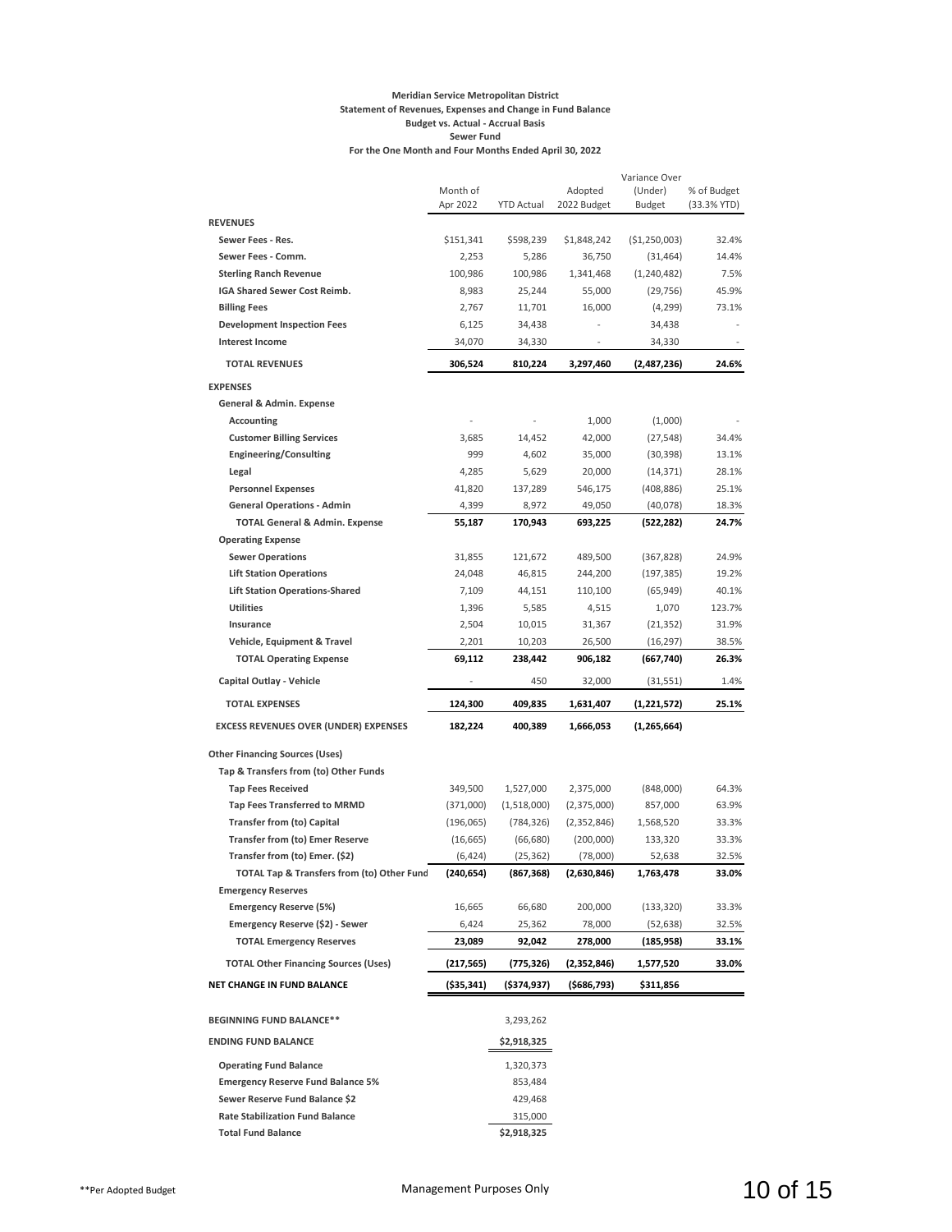**Meridian Service Metropolitan District**
**Statement of Revenues, Expenses and Change in Fund Balance**
**Budget vs. Actual - Accrual Basis**
**Sewer Fund**
**For the One Month and Four Months Ended April 30, 2022**

| | Month of Apr 2022 | YTD Actual | Adopted 2022 Budget | Variance Over (Under) Budget | % of Budget (33.3% YTD) |
|---|---|---|---|---|---|
| **REVENUES** | | | | | |
| **Sewer Fees - Res.** | $151,341 | $598,239 | $1,848,242 | ($1,250,003) | 32.4% |
| **Sewer Fees - Comm.** | 2,253 | 5,286 | 36,750 | (31,464) | 14.4% |
| **Sterling Ranch Revenue** | 100,986 | 100,986 | 1,341,468 | (1,240,482) | 7.5% |
| **IGA Shared Sewer Cost Reimb.** | 8,983 | 25,244 | 55,000 | (29,756) | 45.9% |
| **Billing Fees** | 2,767 | 11,701 | 16,000 | (4,299) | 73.1% |
| **Development Inspection Fees** | 6,125 | 34,438 | - | 34,438 | - |
| **Interest Income** | 34,070 | 34,330 | - | 34,330 | - |
| **TOTAL REVENUES** | **306,524** | **810,224** | **3,297,460** | **(2,487,236)** | **24.6%** |
| **EXPENSES** | | | | | |
| **General & Admin. Expense** | | | | | |
| **Accounting** | - | - | 1,000 | (1,000) | - |
| **Customer Billing Services** | 3,685 | 14,452 | 42,000 | (27,548) | 34.4% |
| **Engineering/Consulting** | 999 | 4,602 | 35,000 | (30,398) | 13.1% |
| **Legal** | 4,285 | 5,629 | 20,000 | (14,371) | 28.1% |
| **Personnel Expenses** | 41,820 | 137,289 | 546,175 | (408,886) | 25.1% |
| **General Operations - Admin** | 4,399 | 8,972 | 49,050 | (40,078) | 18.3% |
| **TOTAL General & Admin. Expense** | **55,187** | **170,943** | **693,225** | **(522,282)** | **24.7%** |
| **Operating Expense** | | | | | |
| **Sewer Operations** | 31,855 | 121,672 | 489,500 | (367,828) | 24.9% |
| **Lift Station Operations** | 24,048 | 46,815 | 244,200 | (197,385) | 19.2% |
| **Lift Station Operations-Shared** | 7,109 | 44,151 | 110,100 | (65,949) | 40.1% |
| **Utilities** | 1,396 | 5,585 | 4,515 | 1,070 | 123.7% |
| **Insurance** | 2,504 | 10,015 | 31,367 | (21,352) | 31.9% |
| **Vehicle, Equipment & Travel** | 2,201 | 10,203 | 26,500 | (16,297) | 38.5% |
| **TOTAL Operating Expense** | **69,112** | **238,442** | **906,182** | **(667,740)** | **26.3%** |
| **Capital Outlay - Vehicle** | - | 450 | 32,000 | (31,551) | 1.4% |
| **TOTAL EXPENSES** | **124,300** | **409,835** | **1,631,407** | **(1,221,572)** | **25.1%** |
| **EXCESS REVENUES OVER (UNDER) EXPENSES** | **182,224** | **400,389** | **1,666,053** | **(1,265,664)** | |
| **Other Financing Sources (Uses)** | | | | | |
| **Tap & Transfers from (to) Other Funds** | | | | | |
| **Tap Fees Received** | 349,500 | 1,527,000 | 2,375,000 | (848,000) | 64.3% |
| **Tap Fees Transferred to MRMD** | (371,000) | (1,518,000) | (2,375,000) | 857,000 | 63.9% |
| **Transfer from (to) Capital** | (196,065) | (784,326) | (2,352,846) | 1,568,520 | 33.3% |
| **Transfer from (to) Emer Reserve** | (16,665) | (66,680) | (200,000) | 133,320 | 33.3% |
| **Transfer from (to) Emer. ($2)** | (6,424) | (25,362) | (78,000) | 52,638 | 32.5% |
| **TOTAL Tap & Transfers from (to) Other Fund** | **(240,654)** | **(867,368)** | **(2,630,846)** | **1,763,478** | **33.0%** |
| **Emergency Reserves** | | | | | |
| **Emergency Reserve (5%)** | 16,665 | 66,680 | 200,000 | (133,320) | 33.3% |
| **Emergency Reserve ($2) - Sewer** | 6,424 | 25,362 | 78,000 | (52,638) | 32.5% |
| **TOTAL Emergency Reserves** | **23,089** | **92,042** | **278,000** | **(185,958)** | **33.1%** |
| **TOTAL Other Financing Sources (Uses)** | **(217,565)** | **(775,326)** | **(2,352,846)** | **1,577,520** | **33.0%** |
| **NET CHANGE IN FUND BALANCE** | **($35,341)** | **($374,937)** | **($686,793)** | **$311,856** | |
| **BEGINNING FUND BALANCE**** | | 3,293,262 | | | |
| **ENDING FUND BALANCE** | | $2,918,325 | | | |
| **Operating Fund Balance** | | 1,320,373 | | | |
| **Emergency Reserve Fund Balance 5%** | | 853,484 | | | |
| **Sewer Reserve Fund Balance $2** | | 429,468 | | | |
| **Rate Stabilization Fund Balance** | | 315,000 | | | |
| **Total Fund Balance** | | $2,918,325 | | | |

**Per Adopted Budget

Management Purposes Only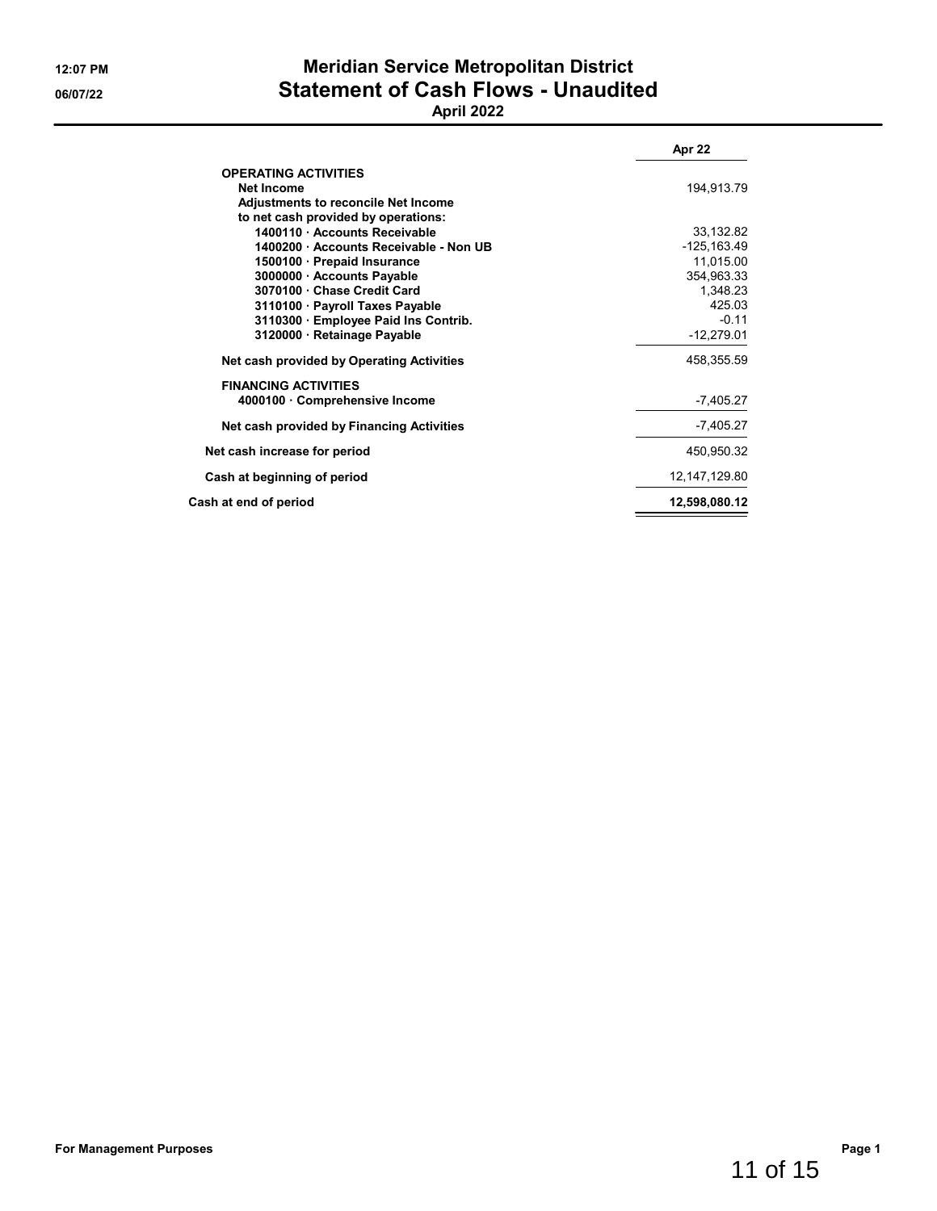# Meridian Service Metropolitan District

## Statement of Cash Flows - Unaudited

### April 2022

| | Apr 22 |
|---|---|
| **OPERATING ACTIVITIES** | |
| **Net Income** | 194,913.79 |
| **Adjustments to reconcile Net Income** | |
| **to net cash provided by operations:** | |
| **1400110 · Accounts Receivable** | 33,132.82 |
| **1400200 · Accounts Receivable - Non UB** | -125,163.49 |
| **1500100 · Prepaid Insurance** | 11,015.00 |
| **3000000 · Accounts Payable** | 354,963.33 |
| **3070100 · Chase Credit Card** | 1,348.23 |
| **3110100 · Payroll Taxes Payable** | 425.03 |
| **3110300 · Employee Paid Ins Contrib.** | -0.11 |
| **3120000 · Retainage Payable** | -12,279.01 |
| **Net cash provided by Operating Activities** | 458,355.59 |
| **FINANCING ACTIVITIES** | |
| **4000100 · Comprehensive Income** | -7,405.27 |
| **Net cash provided by Financing Activities** | -7,405.27 |
| **Net cash increase for period** | 450,950.32 |
| **Cash at beginning of period** | 12,147,129.80 |
| **Cash at end of period** | **12,598,080.12** |

For Management Purposes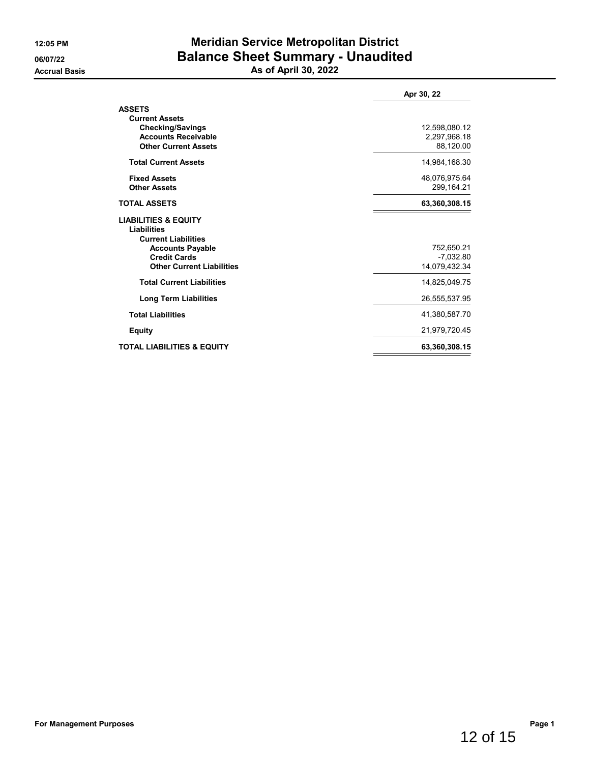12:05 PM
06/07/22
Accrual Basis

# Meridian Service Metropolitan District
## Balance Sheet Summary - Unaudited
### As of April 30, 2022

| | Apr 30, 22 |
|---|---|
| **ASSETS** | |
| **Current Assets** | |
| **Checking/Savings** | 12,598,080.12 |
| **Accounts Receivable** | 2,297,968.18 |
| **Other Current Assets** | 88,120.00 |
| **Total Current Assets** | 14,984,168.30 |
| **Fixed Assets** | 48,076,975.64 |
| **Other Assets** | 299,164.21 |
| **TOTAL ASSETS** | **63,360,308.15** |
| **LIABILITIES & EQUITY** | |
| **Liabilities** | |
| **Current Liabilities** | |
| **Accounts Payable** | 752,650.21 |
| **Credit Cards** | -7,032.80 |
| **Other Current Liabilities** | 14,079,432.34 |
| **Total Current Liabilities** | 14,825,049.75 |
| **Long Term Liabilities** | 26,555,537.95 |
| **Total Liabilities** | 41,380,587.70 |
| **Equity** | 21,979,720.45 |
| **TOTAL LIABILITIES & EQUITY** | **63,360,308.15** |

For Management Purposes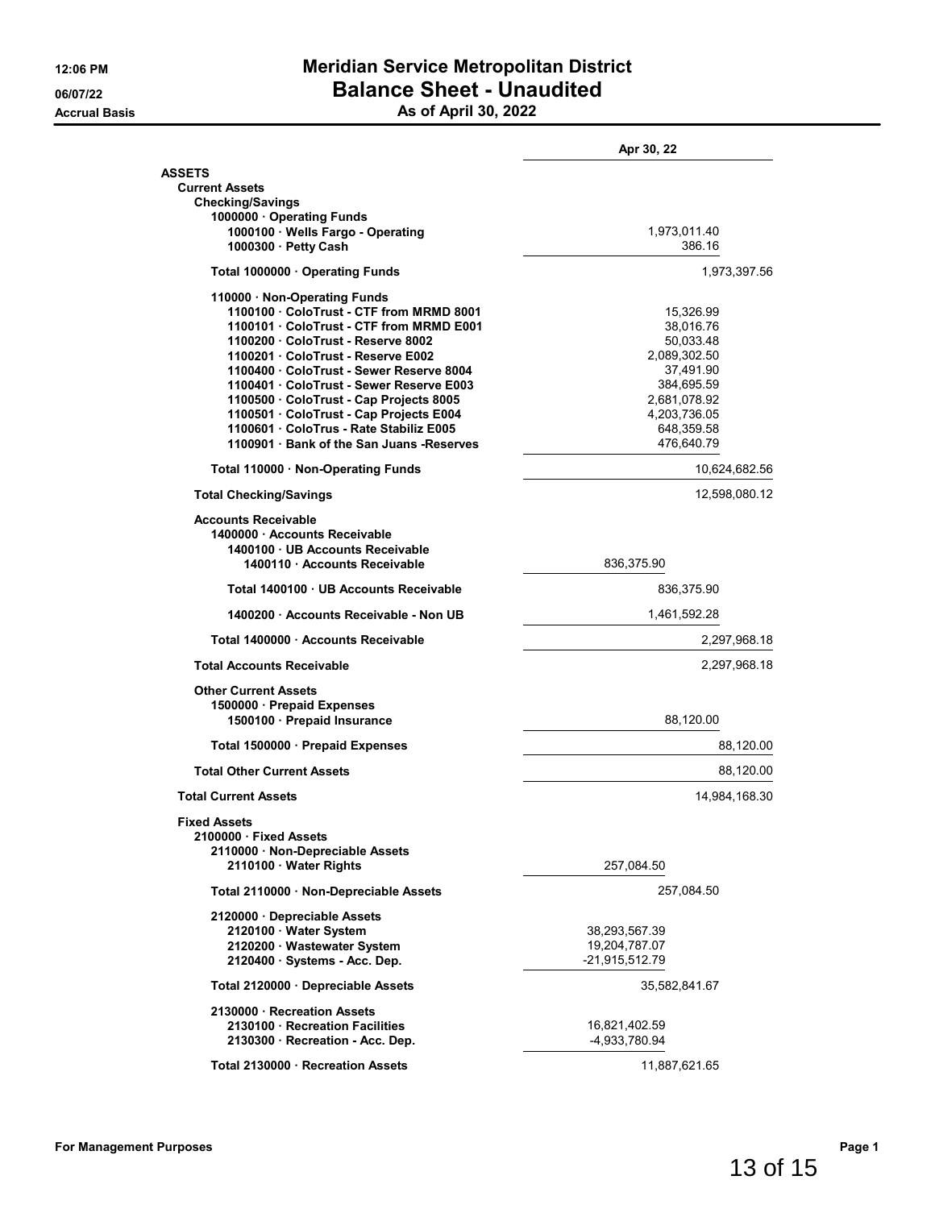# Meridian Service Metropolitan District
## Balance Sheet - Unaudited
### As of April 30, 2022

12:06 PM
06/07/22
Accrual Basis

| | Apr 30, 22 | |
|---|---|---|
| **ASSETS** | | |
| **Current Assets** | | |
| **Checking/Savings** | | |
| **1000000 · Operating Funds** | | |
| **1000100 · Wells Fargo - Operating** | 1,973,011.40 | |
| **1000300 · Petty Cash** | 386.16 | |
| **Total 1000000 · Operating Funds** | | 1,973,397.56 |
| **110000 · Non-Operating Funds** | | |
| **1100100 · ColoTrust - CTF from MRMD 8001** | 15,326.99 | |
| **1100101 · ColoTrust - CTF from MRMD E001** | 38,016.76 | |
| **1100200 · ColoTrust - Reserve 8002** | 50,033.48 | |
| **1100201 · ColoTrust - Reserve E002** | 2,089,302.50 | |
| **1100400 · ColoTrust - Sewer Reserve 8004** | 37,491.90 | |
| **1100401 · ColoTrust - Sewer Reserve E003** | 384,695.59 | |
| **1100500 · ColoTrust - Cap Projects 8005** | 2,681,078.92 | |
| **1100501 · ColoTrust - Cap Projects E004** | 4,203,736.05 | |
| **1100601 · ColoTrus - Rate Stabiliz E005** | 648,359.58 | |
| **1100901 · Bank of the San Juans -Reserves** | 476,640.79 | |
| **Total 110000 · Non-Operating Funds** | | 10,624,682.56 |
| **Total Checking/Savings** | | 12,598,080.12 |
| **Accounts Receivable** | | |
| **1400000 · Accounts Receivable** | | |
| **1400100 · UB Accounts Receivable** | | |
| **1400110 · Accounts Receivable** | 836,375.90 | |
| **Total 1400100 · UB Accounts Receivable** | 836,375.90 | |
| **1400200 · Accounts Receivable - Non UB** | 1,461,592.28 | |
| **Total 1400000 · Accounts Receivable** | | 2,297,968.18 |
| **Total Accounts Receivable** | | 2,297,968.18 |
| **Other Current Assets** | | |
| **1500000 · Prepaid Expenses** | | |
| **1500100 · Prepaid Insurance** | 88,120.00 | |
| **Total 1500000 · Prepaid Expenses** | | 88,120.00 |
| **Total Other Current Assets** | | 88,120.00 |
| **Total Current Assets** | | 14,984,168.30 |
| **Fixed Assets** | | |
| **2100000 · Fixed Assets** | | |
| **2110000 · Non-Depreciable Assets** | | |
| **2110100 · Water Rights** | 257,084.50 | |
| **Total 2110000 · Non-Depreciable Assets** | 257,084.50 | |
| **2120000 · Depreciable Assets** | | |
| **2120100 · Water System** | 38,293,567.39 | |
| **2120200 · Wastewater System** | 19,204,787.07 | |
| **2120400 · Systems - Acc. Dep.** | -21,915,512.79 | |
| **Total 2120000 · Depreciable Assets** | 35,582,841.67 | |
| **2130000 · Recreation Assets** | | |
| **2130100 · Recreation Facilities** | 16,821,402.59 | |
| **2130300 · Recreation - Acc. Dep.** | -4,933,780.94 | |
| **Total 2130000 · Recreation Assets** | 11,887,621.65 | |

**For Management Purposes**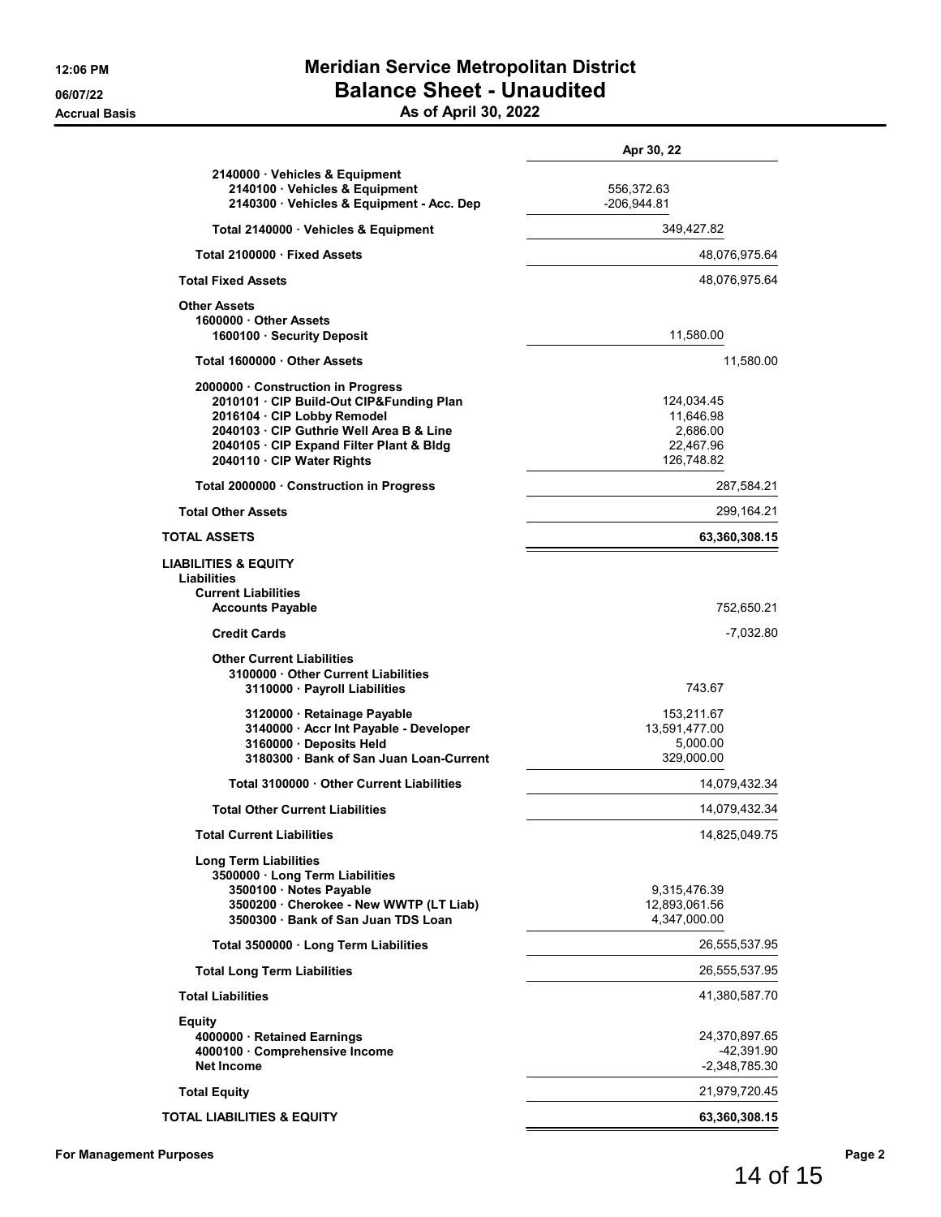# Meridian Service Metropolitan District
## Balance Sheet - Unaudited
### As of April 30, 2022

12:06 PM
06/07/22
Accrual Basis

| | Apr 30, 22 | |
|---|---|---|
| 2140000 · Vehicles & Equipment | | |
| 2140100 · Vehicles & Equipment | 556,372.63 | |
| 2140300 · Vehicles & Equipment - Acc. Dep | -206,944.81 | |
| Total 2140000 · Vehicles & Equipment | 349,427.82 | |
| Total 2100000 · Fixed Assets | | 48,076,975.64 |
| **Total Fixed Assets** | | 48,076,975.64 |
| **Other Assets** | | |
| 1600000 · Other Assets | | |
| 1600100 · Security Deposit | 11,580.00 | |
| Total 1600000 · Other Assets | | 11,580.00 |
| 2000000 · Construction in Progress | | |
| 2010101 · CIP Build-Out CIP&Funding Plan | 124,034.45 | |
| 2016104 · CIP Lobby Remodel | 11,646.98 | |
| 2040103 · CIP Guthrie Well Area B & Line | 2,686.00 | |
| 2040105 · CIP Expand Filter Plant & Bldg | 22,467.96 | |
| 2040110 · CIP Water Rights | 126,748.82 | |
| Total 2000000 · Construction in Progress | | 287,584.21 |
| **Total Other Assets** | | 299,164.21 |
| **TOTAL ASSETS** | | **63,360,308.15** |
| **LIABILITIES & EQUITY** | | |
| **Liabilities** | | |
| **Current Liabilities** | | |
| Accounts Payable | | 752,650.21 |
| Credit Cards | | -7,032.80 |
| Other Current Liabilities | | |
| 3100000 · Other Current Liabilities | | |
| 3110000 · Payroll Liabilities | 743.67 | |
| 3120000 · Retainage Payable | 153,211.67 | |
| 3140000 · Accr Int Payable - Developer | 13,591,477.00 | |
| 3160000 · Deposits Held | 5,000.00 | |
| 3180300 · Bank of San Juan Loan-Current | 329,000.00 | |
| Total 3100000 · Other Current Liabilities | | 14,079,432.34 |
| Total Other Current Liabilities | | 14,079,432.34 |
| **Total Current Liabilities** | | 14,825,049.75 |
| **Long Term Liabilities** | | |
| 3500000 · Long Term Liabilities | | |
| 3500100 · Notes Payable | 9,315,476.39 | |
| 3500200 · Cherokee - New WWTP (LT Liab) | 12,893,061.56 | |
| 3500300 · Bank of San Juan TDS Loan | 4,347,000.00 | |
| Total 3500000 · Long Term Liabilities | | 26,555,537.95 |
| **Total Long Term Liabilities** | | 26,555,537.95 |
| **Total Liabilities** | | 41,380,587.70 |
| **Equity** | | |
| 4000000 · Retained Earnings | | 24,370,897.65 |
| 4000100 · Comprehensive Income | | -42,391.90 |
| Net Income | | -2,348,785.30 |
| **Total Equity** | | 21,979,720.45 |
| **TOTAL LIABILITIES & EQUITY** | | **63,360,308.15** |

For Management Purposes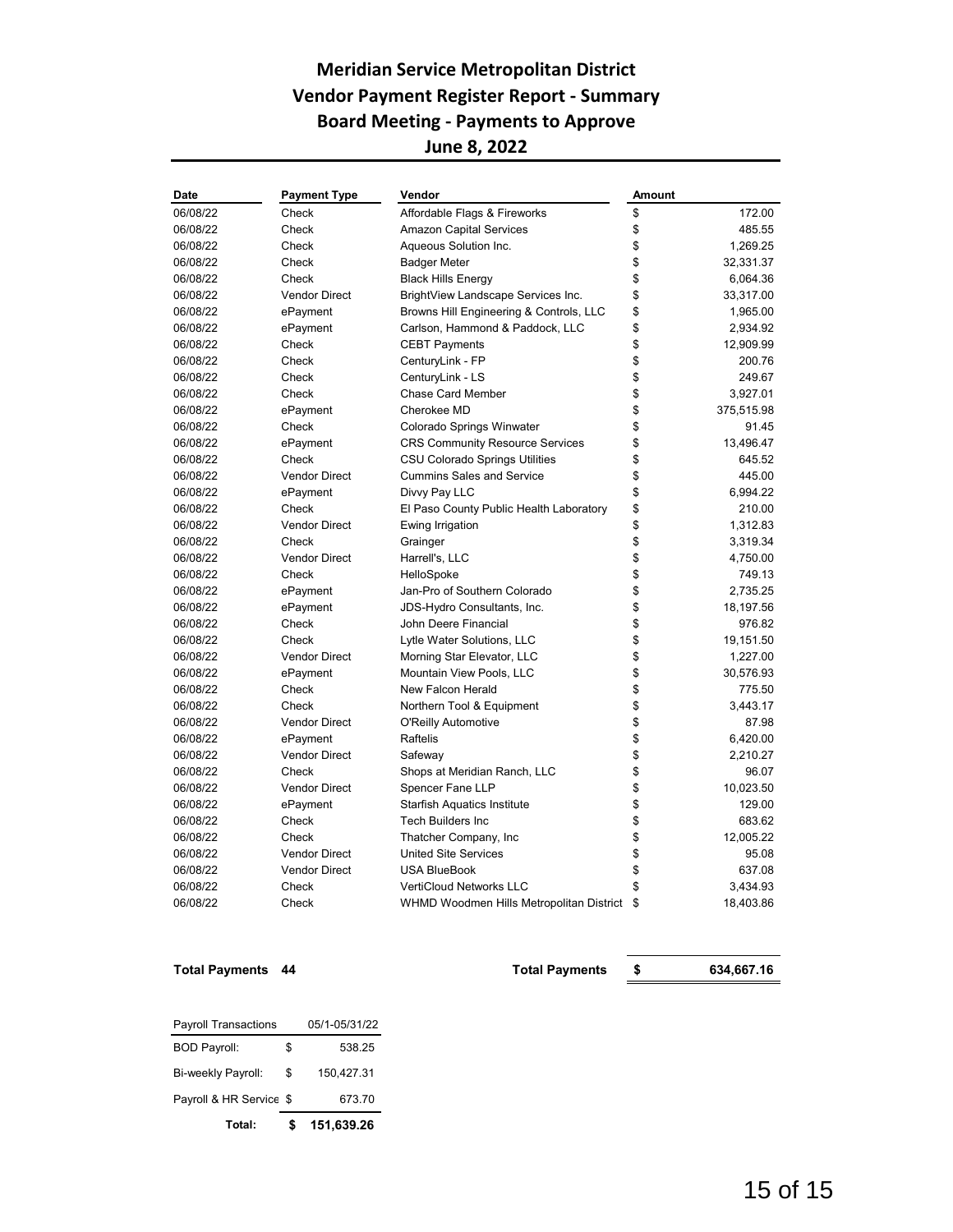# Meridian Service Metropolitan District
## Vendor Payment Register Report - Summary
## Board Meeting - Payments to Approve
## June 8, 2022

| Date | Payment Type | Vendor | Amount | |
|---|---|---|---|---|
| 06/08/22 | Check | Affordable Flags & Fireworks | $ | 172.00 |
| 06/08/22 | Check | Amazon Capital Services | $ | 485.55 |
| 06/08/22 | Check | Aqueous Solution Inc. | $ | 1,269.25 |
| 06/08/22 | Check | Badger Meter | $ | 32,331.37 |
| 06/08/22 | Check | Black Hills Energy | $ | 6,064.36 |
| 06/08/22 | Vendor Direct | BrightView Landscape Services Inc. | $ | 33,317.00 |
| 06/08/22 | ePayment | Browns Hill Engineering & Controls, LLC | $ | 1,965.00 |
| 06/08/22 | ePayment | Carlson, Hammond & Paddock, LLC | $ | 2,934.92 |
| 06/08/22 | Check | CEBT Payments | $ | 12,909.99 |
| 06/08/22 | Check | CenturyLink - FP | $ | 200.76 |
| 06/08/22 | Check | CenturyLink - LS | $ | 249.67 |
| 06/08/22 | Check | Chase Card Member | $ | 3,927.01 |
| 06/08/22 | ePayment | Cherokee MD | $ | 375,515.98 |
| 06/08/22 | Check | Colorado Springs Winwater | $ | 91.45 |
| 06/08/22 | ePayment | CRS Community Resource Services | $ | 13,496.47 |
| 06/08/22 | Check | CSU Colorado Springs Utilities | $ | 645.52 |
| 06/08/22 | Vendor Direct | Cummins Sales and Service | $ | 445.00 |
| 06/08/22 | ePayment | Divvy Pay LLC | $ | 6,994.22 |
| 06/08/22 | Check | El Paso County Public Health Laboratory | $ | 210.00 |
| 06/08/22 | Vendor Direct | Ewing Irrigation | $ | 1,312.83 |
| 06/08/22 | Check | Grainger | $ | 3,319.34 |
| 06/08/22 | Vendor Direct | Harrell's, LLC | $ | 4,750.00 |
| 06/08/22 | Check | HelloSpoke | $ | 749.13 |
| 06/08/22 | ePayment | Jan-Pro of Southern Colorado | $ | 2,735.25 |
| 06/08/22 | ePayment | JDS-Hydro Consultants, Inc. | $ | 18,197.56 |
| 06/08/22 | Check | John Deere Financial | $ | 976.82 |
| 06/08/22 | Check | Lytle Water Solutions, LLC | $ | 19,151.50 |
| 06/08/22 | Vendor Direct | Morning Star Elevator, LLC | $ | 1,227.00 |
| 06/08/22 | ePayment | Mountain View Pools, LLC | $ | 30,576.93 |
| 06/08/22 | Check | New Falcon Herald | $ | 775.50 |
| 06/08/22 | Check | Northern Tool & Equipment | $ | 3,443.17 |
| 06/08/22 | Vendor Direct | O'Reilly Automotive | $ | 87.98 |
| 06/08/22 | ePayment | Raftelis | $ | 6,420.00 |
| 06/08/22 | Vendor Direct | Safeway | $ | 2,210.27 |
| 06/08/22 | Check | Shops at Meridian Ranch, LLC | $ | 96.07 |
| 06/08/22 | Vendor Direct | Spencer Fane LLP | $ | 10,023.50 |
| 06/08/22 | ePayment | Starfish Aquatics Institute | $ | 129.00 |
| 06/08/22 | Check | Tech Builders Inc | $ | 683.62 |
| 06/08/22 | Check | Thatcher Company, Inc | $ | 12,005.22 |
| 06/08/22 | Vendor Direct | United Site Services | $ | 95.08 |
| 06/08/22 | Vendor Direct | USA BlueBook | $ | 637.08 |
| 06/08/22 | Check | VertiCloud Networks LLC | $ | 3,434.93 |
| 06/08/22 | Check | WHMD Woodmen Hills Metropolitan District | $ | 18,403.86 |

**Total Payments 44** **Total Payments $ 634,667.16**

| Payroll Transactions | | 05/1-05/31/22 |
|---|---|---|
| BOD Payroll: | $ | 538.25 |
| Bi-weekly Payroll: | $ | 150,427.31 |
| Payroll & HR Service | $ | 673.70 |
| **Total:** | **$** | **151,639.26** |